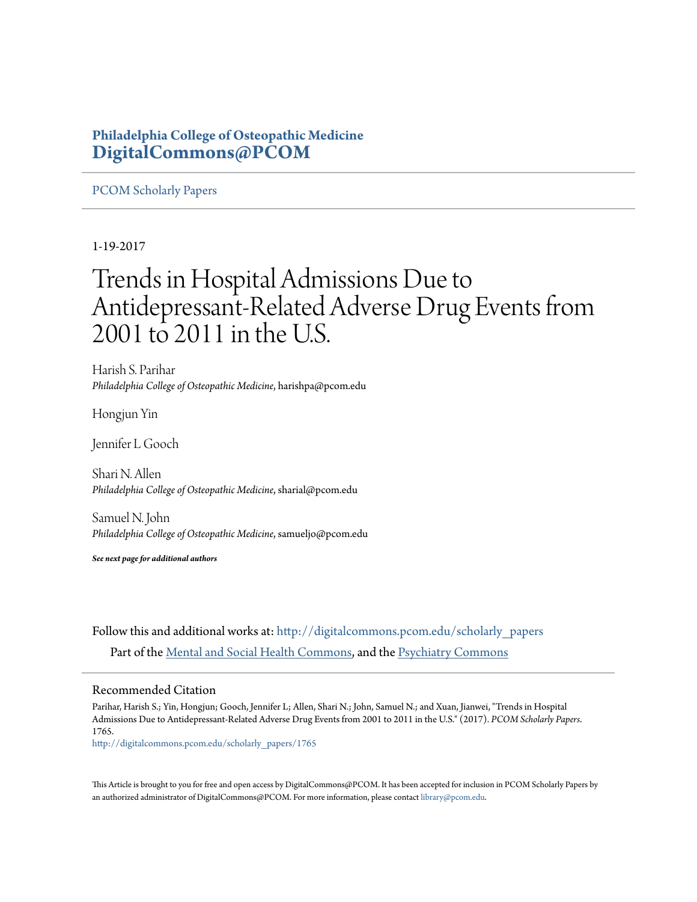**Philadelphia College of Osteopathic Medicine**
**DigitalCommons@PCOM**

PCOM Scholarly Papers

1-19-2017

# Trends in Hospital Admissions Due to Antidepressant-Related Adverse Drug Events from 2001 to 2011 in the U.S.

Harish S. Parihar
*Philadelphia College of Osteopathic Medicine*, harishpa@pcom.edu

Hongjun Yin

Jennifer L Gooch

Shari N. Allen
*Philadelphia College of Osteopathic Medicine*, sharial@pcom.edu

Samuel N. John
*Philadelphia College of Osteopathic Medicine*, samueljo@pcom.edu

***See next page for additional authors***

Follow this and additional works at: http://digitalcommons.pcom.edu/scholarly_papers

Part of the Mental and Social Health Commons, and the Psychiatry Commons

## Recommended Citation

Parihar, Harish S.; Yin, Hongjun; Gooch, Jennifer L; Allen, Shari N.; John, Samuel N.; and Xuan, Jianwei, "Trends in Hospital Admissions Due to Antidepressant-Related Adverse Drug Events from 2001 to 2011 in the U.S." (2017). *PCOM Scholarly Papers*. 1765.
http://digitalcommons.pcom.edu/scholarly_papers/1765

This Article is brought to you for free and open access by DigitalCommons@PCOM. It has been accepted for inclusion in PCOM Scholarly Papers by an authorized administrator of DigitalCommons@PCOM. For more information, please contact library@pcom.edu.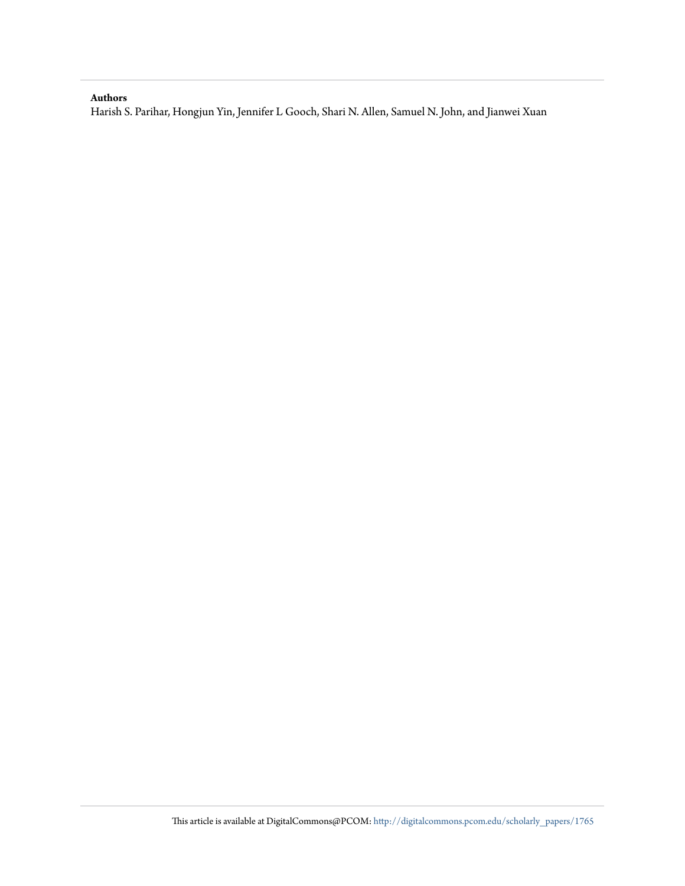**Authors**

Harish S. Parihar, Hongjun Yin, Jennifer L Gooch, Shari N. Allen, Samuel N. John, and Jianwei Xuan

This article is available at DigitalCommons@PCOM: http://digitalcommons.pcom.edu/scholarly_papers/1765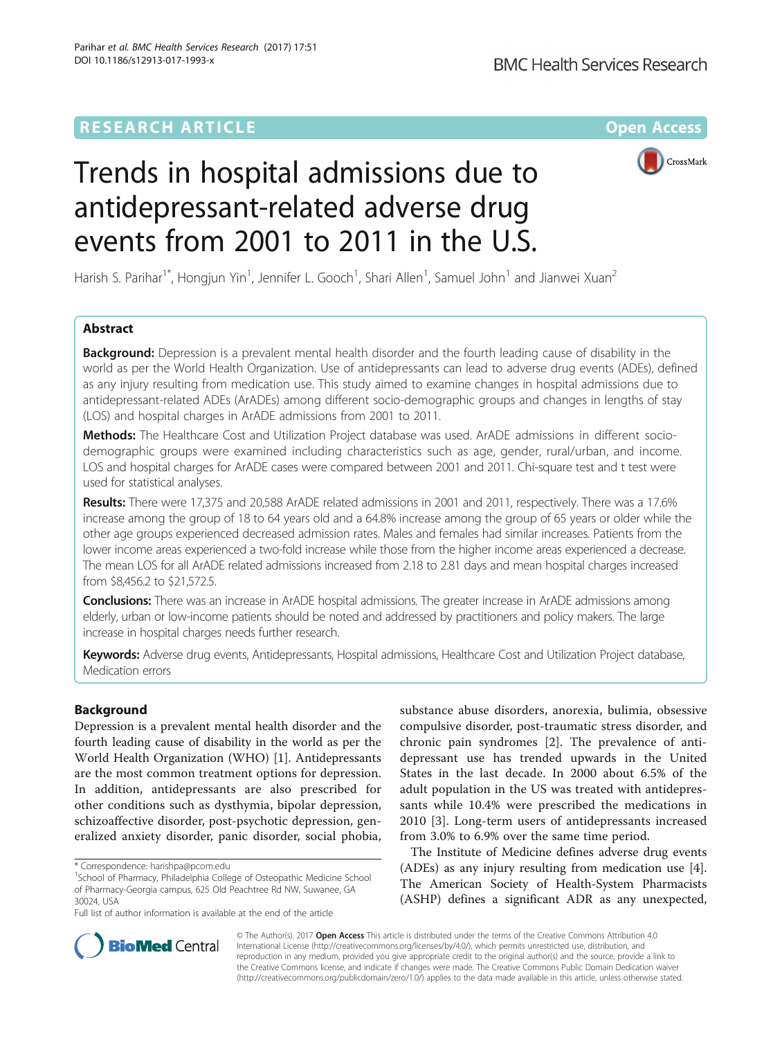# Trends in hospital admissions due to antidepressant-related adverse drug events from 2001 to 2011 in the U.S.

Harish S. Parihar[1*], Hongjun Yin[1], Jennifer L. Gooch[1], Shari Allen[1], Samuel John[1] and Jianwei Xuan[2]

## Abstract

**Background:** Depression is a prevalent mental health disorder and the fourth leading cause of disability in the world as per the World Health Organization. Use of antidepressants can lead to adverse drug events (ADEs), defined as any injury resulting from medication use. This study aimed to examine changes in hospital admissions due to antidepressant-related ADEs (ArADEs) among different socio-demographic groups and changes in lengths of stay (LOS) and hospital charges in ArADE admissions from 2001 to 2011.

**Methods:** The Healthcare Cost and Utilization Project database was used. ArADE admissions in different socio-demographic groups were examined including characteristics such as age, gender, rural/urban, and income. LOS and hospital charges for ArADE cases were compared between 2001 and 2011. Chi-square test and t test were used for statistical analyses.

**Results:** There were 17,375 and 20,588 ArADE related admissions in 2001 and 2011, respectively. There was a 17.6% increase among the group of 18 to 64 years old and a 64.8% increase among the group of 65 years or older while the other age groups experienced decreased admission rates. Males and females had similar increases. Patients from the lower income areas experienced a two-fold increase while those from the higher income areas experienced a decrease. The mean LOS for all ArADE related admissions increased from 2.18 to 2.81 days and mean hospital charges increased from $8,456.2 to $21,572.5.

**Conclusions:** There was an increase in ArADE hospital admissions. The greater increase in ArADE admissions among elderly, urban or low-income patients should be noted and addressed by practitioners and policy makers. The large increase in hospital charges needs further research.

**Keywords:** Adverse drug events, Antidepressants, Hospital admissions, Healthcare Cost and Utilization Project database, Medication errors

## Background

Depression is a prevalent mental health disorder and the fourth leading cause of disability in the world as per the World Health Organization (WHO) [1]. Antidepressants are the most common treatment options for depression. In addition, antidepressants are also prescribed for other conditions such as dysthymia, bipolar depression, schizoaffective disorder, post-psychotic depression, generalized anxiety disorder, panic disorder, social phobia, substance abuse disorders, anorexia, bulimia, obsessive compulsive disorder, post-traumatic stress disorder, and chronic pain syndromes [2]. The prevalence of antidepressant use has trended upwards in the United States in the last decade. In 2000 about 6.5% of the adult population in the US was treated with antidepressants while 10.4% were prescribed the medications in 2010 [3]. Long-term users of antidepressants increased from 3.0% to 6.9% over the same time period.

The Institute of Medicine defines adverse drug events (ADEs) as any injury resulting from medication use [4]. The American Society of Health-System Pharmacists (ASHP) defines a significant ADR as any unexpected,

\* Correspondence: harishpa@pcom.edu

[1]School of Pharmacy, Philadelphia College of Osteopathic Medicine School of Pharmacy-Georgia campus, 625 Old Peachtree Rd NW, Suwanee, GA 30024, USA

Full list of author information is available at the end of the article

© The Author(s). 2017 **Open Access** This article is distributed under the terms of the Creative Commons Attribution 4.0 International License (http://creativecommons.org/licenses/by/4.0/), which permits unrestricted use, distribution, and reproduction in any medium, provided you give appropriate credit to the original author(s) and the source, provide a link to the Creative Commons license, and indicate if changes were made. The Creative Commons Public Domain Dedication waiver (http://creativecommons.org/publicdomain/zero/1.0/) applies to the data made available in this article, unless otherwise stated.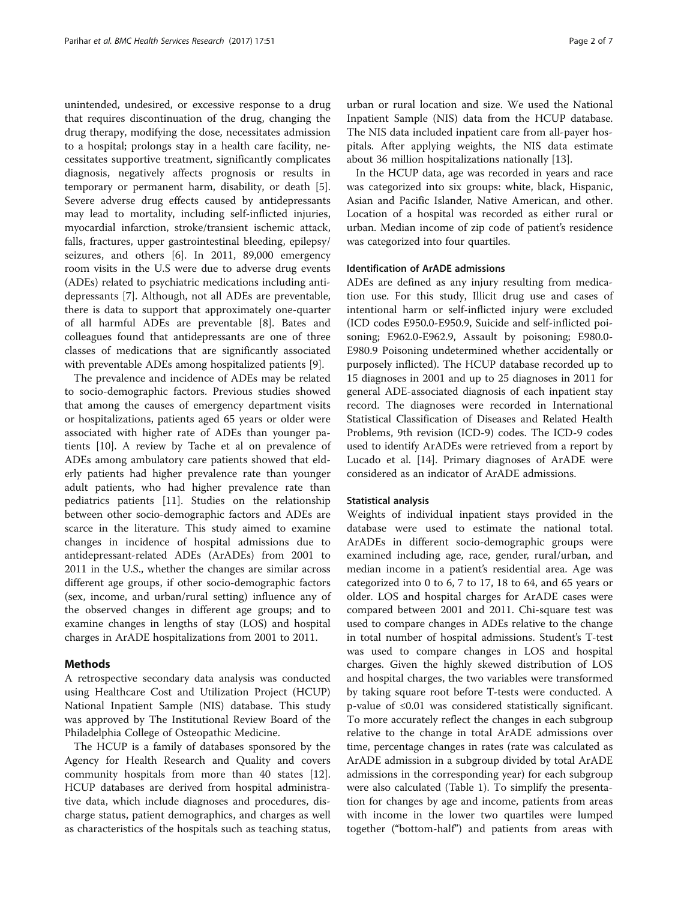unintended, undesired, or excessive response to a drug that requires discontinuation of the drug, changing the drug therapy, modifying the dose, necessitates admission to a hospital; prolongs stay in a health care facility, necessitates supportive treatment, significantly complicates diagnosis, negatively affects prognosis or results in temporary or permanent harm, disability, or death [5]. Severe adverse drug effects caused by antidepressants may lead to mortality, including self-inflicted injuries, myocardial infarction, stroke/transient ischemic attack, falls, fractures, upper gastrointestinal bleeding, epilepsy/seizures, and others [6]. In 2011, 89,000 emergency room visits in the U.S were due to adverse drug events (ADEs) related to psychiatric medications including antidepressants [7]. Although, not all ADEs are preventable, there is data to support that approximately one-quarter of all harmful ADEs are preventable [8]. Bates and colleagues found that antidepressants are one of three classes of medications that are significantly associated with preventable ADEs among hospitalized patients [9].

The prevalence and incidence of ADEs may be related to socio-demographic factors. Previous studies showed that among the causes of emergency department visits or hospitalizations, patients aged 65 years or older were associated with higher rate of ADEs than younger patients [10]. A review by Tache et al on prevalence of ADEs among ambulatory care patients showed that elderly patients had higher prevalence rate than younger adult patients, who had higher prevalence rate than pediatrics patients [11]. Studies on the relationship between other socio-demographic factors and ADEs are scarce in the literature. This study aimed to examine changes in incidence of hospital admissions due to antidepressant-related ADEs (ArADEs) from 2001 to 2011 in the U.S., whether the changes are similar across different age groups, if other socio-demographic factors (sex, income, and urban/rural setting) influence any of the observed changes in different age groups; and to examine changes in lengths of stay (LOS) and hospital charges in ArADE hospitalizations from 2001 to 2011.

## Methods

A retrospective secondary data analysis was conducted using Healthcare Cost and Utilization Project (HCUP) National Inpatient Sample (NIS) database. This study was approved by The Institutional Review Board of the Philadelphia College of Osteopathic Medicine.

The HCUP is a family of databases sponsored by the Agency for Health Research and Quality and covers community hospitals from more than 40 states [12]. HCUP databases are derived from hospital administrative data, which include diagnoses and procedures, discharge status, patient demographics, and charges as well as characteristics of the hospitals such as teaching status, urban or rural location and size. We used the National Inpatient Sample (NIS) data from the HCUP database. The NIS data included inpatient care from all-payer hospitals. After applying weights, the NIS data estimate about 36 million hospitalizations nationally [13].

In the HCUP data, age was recorded in years and race was categorized into six groups: white, black, Hispanic, Asian and Pacific Islander, Native American, and other. Location of a hospital was recorded as either rural or urban. Median income of zip code of patient's residence was categorized into four quartiles.

### Identification of ArADE admissions

ADEs are defined as any injury resulting from medication use. For this study, Illicit drug use and cases of intentional harm or self-inflicted injury were excluded (ICD codes E950.0-E950.9, Suicide and self-inflicted poisoning; E962.0-E962.9, Assault by poisoning; E980.0-E980.9 Poisoning undetermined whether accidentally or purposely inflicted). The HCUP database recorded up to 15 diagnoses in 2001 and up to 25 diagnoses in 2011 for general ADE-associated diagnosis of each inpatient stay record. The diagnoses were recorded in International Statistical Classification of Diseases and Related Health Problems, 9th revision (ICD-9) codes. The ICD-9 codes used to identify ArADEs were retrieved from a report by Lucado et al. [14]. Primary diagnoses of ArADE were considered as an indicator of ArADE admissions.

### Statistical analysis

Weights of individual inpatient stays provided in the database were used to estimate the national total. ArADEs in different socio-demographic groups were examined including age, race, gender, rural/urban, and median income in a patient's residential area. Age was categorized into 0 to 6, 7 to 17, 18 to 64, and 65 years or older. LOS and hospital charges for ArADE cases were compared between 2001 and 2011. Chi-square test was used to compare changes in ADEs relative to the change in total number of hospital admissions. Student's T-test was used to compare changes in LOS and hospital charges. Given the highly skewed distribution of LOS and hospital charges, the two variables were transformed by taking square root before T-tests were conducted. A p-value of ≤0.01 was considered statistically significant. To more accurately reflect the changes in each subgroup relative to the change in total ArADE admissions over time, percentage changes in rates (rate was calculated as ArADE admission in a subgroup divided by total ArADE admissions in the corresponding year) for each subgroup were also calculated (Table 1). To simplify the presentation for changes by age and income, patients from areas with income in the lower two quartiles were lumped together ("bottom-half") and patients from areas with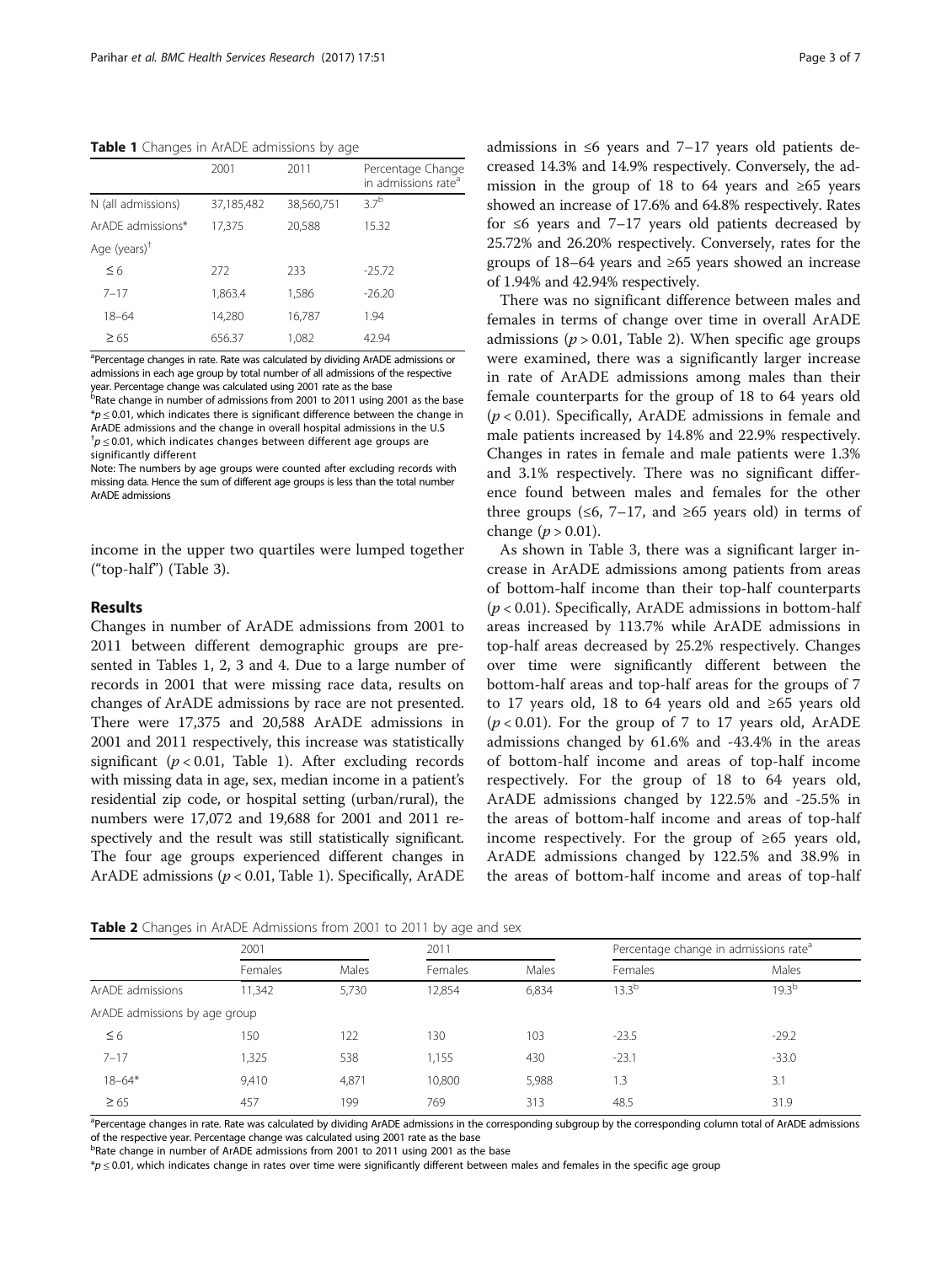**Table 1** Changes in ArADE admissions by age

| | 2001 | 2011 | Percentage Change in admissions rate[a] |
|---|---|---|---|
| N (all admissions) | 37,185,482 | 38,560,751 | 3.7[b] |
| ArADE admissions* | 17,375 | 20,588 | 15.32 |
| Age (years)[†] | | | |
| ≤ 6 | 272 | 233 | -25.72 |
| 7–17 | 1,863.4 | 1,586 | -26.20 |
| 18–64 | 14,280 | 16,787 | 1.94 |
| ≥ 65 | 656.37 | 1,082 | 42.94 |

[a]Percentage changes in rate. Rate was calculated by dividing ArADE admissions or admissions in each age group by total number of all admissions of the respective year. Percentage change was calculated using 2001 rate as the base
[b]Rate change in number of admissions from 2001 to 2011 using 2001 as the base
*$p \leq 0.01$, which indicates there is significant difference between the change in ArADE admissions and the change in overall hospital admissions in the U.S
[†]$p \leq 0.01$, which indicates changes between different age groups are significantly different
Note: The numbers by age groups were counted after excluding records with missing data. Hence the sum of different age groups is less than the total number ArADE admissions

income in the upper two quartiles were lumped together ("top-half") (Table 3).

## Results

Changes in number of ArADE admissions from 2001 to 2011 between different demographic groups are presented in Tables 1, 2, 3 and 4. Due to a large number of records in 2001 that were missing race data, results on changes of ArADE admissions by race are not presented. There were 17,375 and 20,588 ArADE admissions in 2001 and 2011 respectively, this increase was statistically significant ($p < 0.01$, Table 1). After excluding records with missing data in age, sex, median income in a patient's residential zip code, or hospital setting (urban/rural), the numbers were 17,072 and 19,688 for 2001 and 2011 respectively and the result was still statistically significant. The four age groups experienced different changes in ArADE admissions ($p < 0.01$, Table 1). Specifically, ArADE admissions in ≤6 years and 7–17 years old patients decreased 14.3% and 14.9% respectively. Conversely, the admission in the group of 18 to 64 years and ≥65 years showed an increase of 17.6% and 64.8% respectively. Rates for ≤6 years and 7–17 years old patients decreased by 25.72% and 26.20% respectively. Conversely, rates for the groups of 18–64 years and ≥65 years showed an increase of 1.94% and 42.94% respectively.

There was no significant difference between males and females in terms of change over time in overall ArADE admissions ($p > 0.01$, Table 2). When specific age groups were examined, there was a significantly larger increase in rate of ArADE admissions among males than their female counterparts for the group of 18 to 64 years old ($p < 0.01$). Specifically, ArADE admissions in female and male patients increased by 14.8% and 22.9% respectively. Changes in rates in female and male patients were 1.3% and 3.1% respectively. There was no significant difference found between males and females for the other three groups (≤6, 7–17, and ≥65 years old) in terms of change ($p > 0.01$).

As shown in Table 3, there was a significant larger increase in ArADE admissions among patients from areas of bottom-half income than their top-half counterparts ($p < 0.01$). Specifically, ArADE admissions in bottom-half areas increased by 113.7% while ArADE admissions in top-half areas decreased by 25.2% respectively. Changes over time were significantly different between the bottom-half areas and top-half areas for the groups of 7 to 17 years old, 18 to 64 years old and ≥65 years old ($p < 0.01$). For the group of 7 to 17 years old, ArADE admissions changed by 61.6% and -43.4% in the areas of bottom-half income and areas of top-half income respectively. For the group of 18 to 64 years old, ArADE admissions changed by 122.5% and -25.5% in the areas of bottom-half income and areas of top-half income respectively. For the group of ≥65 years old, ArADE admissions changed by 122.5% and 38.9% in the areas of bottom-half income and areas of top-half

**Table 2** Changes in ArADE Admissions from 2001 to 2011 by age and sex

| | 2001 | | 2011 | | Percentage change in admissions rate[a] | |
|---|---|---|---|---|---|---|
| | Females | Males | Females | Males | Females | Males |
| ArADE admissions | 11,342 | 5,730 | 12,854 | 6,834 | 13.3[b] | 19.3[b] |
| ArADE admissions by age group | | | | | | |
| ≤ 6 | 150 | 122 | 130 | 103 | -23.5 | -29.2 |
| 7–17 | 1,325 | 538 | 1,155 | 430 | -23.1 | -33.0 |
| 18–64* | 9,410 | 4,871 | 10,800 | 5,988 | 1.3 | 3.1 |
| ≥ 65 | 457 | 199 | 769 | 313 | 48.5 | 31.9 |

[a]Percentage changes in rate. Rate was calculated by dividing ArADE admissions in the corresponding subgroup by the corresponding column total of ArADE admissions of the respective year. Percentage change was calculated using 2001 rate as the base
[b]Rate change in number of ArADE admissions from 2001 to 2011 using 2001 as the base
*$p \leq 0.01$, which indicates change in rates over time were significantly different between males and females in the specific age group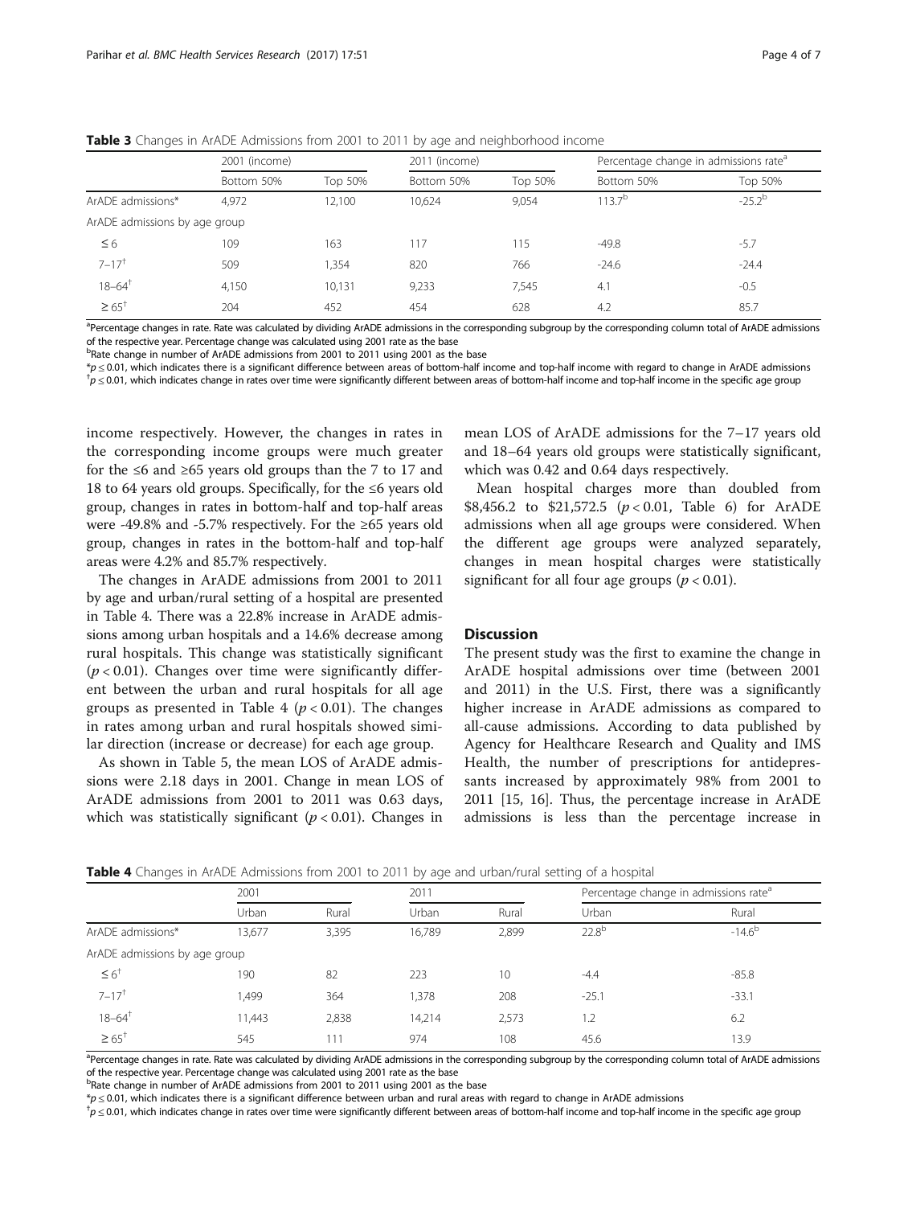**Table 3** Changes in ArADE Admissions from 2001 to 2011 by age and neighborhood income

| | 2001 (income) | | 2011 (income) | | Percentage change in admissions rate[a] | |
|---|---|---|---|---|---|---|
| | Bottom 50% | Top 50% | Bottom 50% | Top 50% | Bottom 50% | Top 50% |
| ArADE admissions* | 4,972 | 12,100 | 10,624 | 9,054 | 113.7[b] | -25.2[b] |
| ArADE admissions by age group | | | | | | |
| ≤ 6 | 109 | 163 | 117 | 115 | -49.8 | -5.7 |
| 7–17[†] | 509 | 1,354 | 820 | 766 | -24.6 | -24.4 |
| 18–64[†] | 4,150 | 10,131 | 9,233 | 7,545 | 4.1 | -0.5 |
| ≥ 65[†] | 204 | 452 | 454 | 628 | 4.2 | 85.7 |

[a]Percentage changes in rate. Rate was calculated by dividing ArADE admissions in the corresponding subgroup by the corresponding column total of ArADE admissions of the respective year. Percentage change was calculated using 2001 rate as the base
[b]Rate change in number of ArADE admissions from 2001 to 2011 using 2001 as the base
*$p \leq 0.01$, which indicates there is a significant difference between areas of bottom-half income and top-half income with regard to change in ArADE admissions
[†]$p \leq 0.01$, which indicates change in rates over time were significantly different between areas of bottom-half income and top-half income in the specific age group

income respectively. However, the changes in rates in the corresponding income groups were much greater for the ≤6 and ≥65 years old groups than the 7 to 17 and 18 to 64 years old groups. Specifically, for the ≤6 years old group, changes in rates in bottom-half and top-half areas were -49.8% and -5.7% respectively. For the ≥65 years old group, changes in rates in the bottom-half and top-half areas were 4.2% and 85.7% respectively.

The changes in ArADE admissions from 2001 to 2011 by age and urban/rural setting of a hospital are presented in Table 4. There was a 22.8% increase in ArADE admissions among urban hospitals and a 14.6% decrease among rural hospitals. This change was statistically significant ($p < 0.01$). Changes over time were significantly different between the urban and rural hospitals for all age groups as presented in Table 4 ($p < 0.01$). The changes in rates among urban and rural hospitals showed similar direction (increase or decrease) for each age group.

As shown in Table 5, the mean LOS of ArADE admissions were 2.18 days in 2001. Change in mean LOS of ArADE admissions from 2001 to 2011 was 0.63 days, which was statistically significant ($p < 0.01$). Changes in mean LOS of ArADE admissions for the 7–17 years old and 18–64 years old groups were statistically significant, which was 0.42 and 0.64 days respectively.

Mean hospital charges more than doubled from \$8,456.2 to \$21,572.5 ($p < 0.01$, Table 6) for ArADE admissions when all age groups were considered. When the different age groups were analyzed separately, changes in mean hospital charges were statistically significant for all four age groups ($p < 0.01$).

## Discussion

The present study was the first to examine the change in ArADE hospital admissions over time (between 2001 and 2011) in the U.S. First, there was a significantly higher increase in ArADE admissions as compared to all-cause admissions. According to data published by Agency for Healthcare Research and Quality and IMS Health, the number of prescriptions for antidepressants increased by approximately 98% from 2001 to 2011 [15, 16]. Thus, the percentage increase in ArADE admissions is less than the percentage increase in

**Table 4** Changes in ArADE Admissions from 2001 to 2011 by age and urban/rural setting of a hospital

| | 2001 | | 2011 | | Percentage change in admissions rate[a] | |
|---|---|---|---|---|---|---|
| | Urban | Rural | Urban | Rural | Urban | Rural |
| ArADE admissions* | 13,677 | 3,395 | 16,789 | 2,899 | 22.8[b] | -14.6[b] |
| ArADE admissions by age group | | | | | | |
| ≤ 6[†] | 190 | 82 | 223 | 10 | -4.4 | -85.8 |
| 7–17[†] | 1,499 | 364 | 1,378 | 208 | -25.1 | -33.1 |
| 18–64[†] | 11,443 | 2,838 | 14,214 | 2,573 | 1.2 | 6.2 |
| ≥ 65[†] | 545 | 111 | 974 | 108 | 45.6 | 13.9 |

[a]Percentage changes in rate. Rate was calculated by dividing ArADE admissions in the corresponding subgroup by the corresponding column total of ArADE admissions of the respective year. Percentage change was calculated using 2001 rate as the base
[b]Rate change in number of ArADE admissions from 2001 to 2011 using 2001 as the base
*$p \leq 0.01$, which indicates there is a significant difference between urban and rural areas with regard to change in ArADE admissions
[†]$p \leq 0.01$, which indicates change in rates over time were significantly different between areas of bottom-half income and top-half income in the specific age group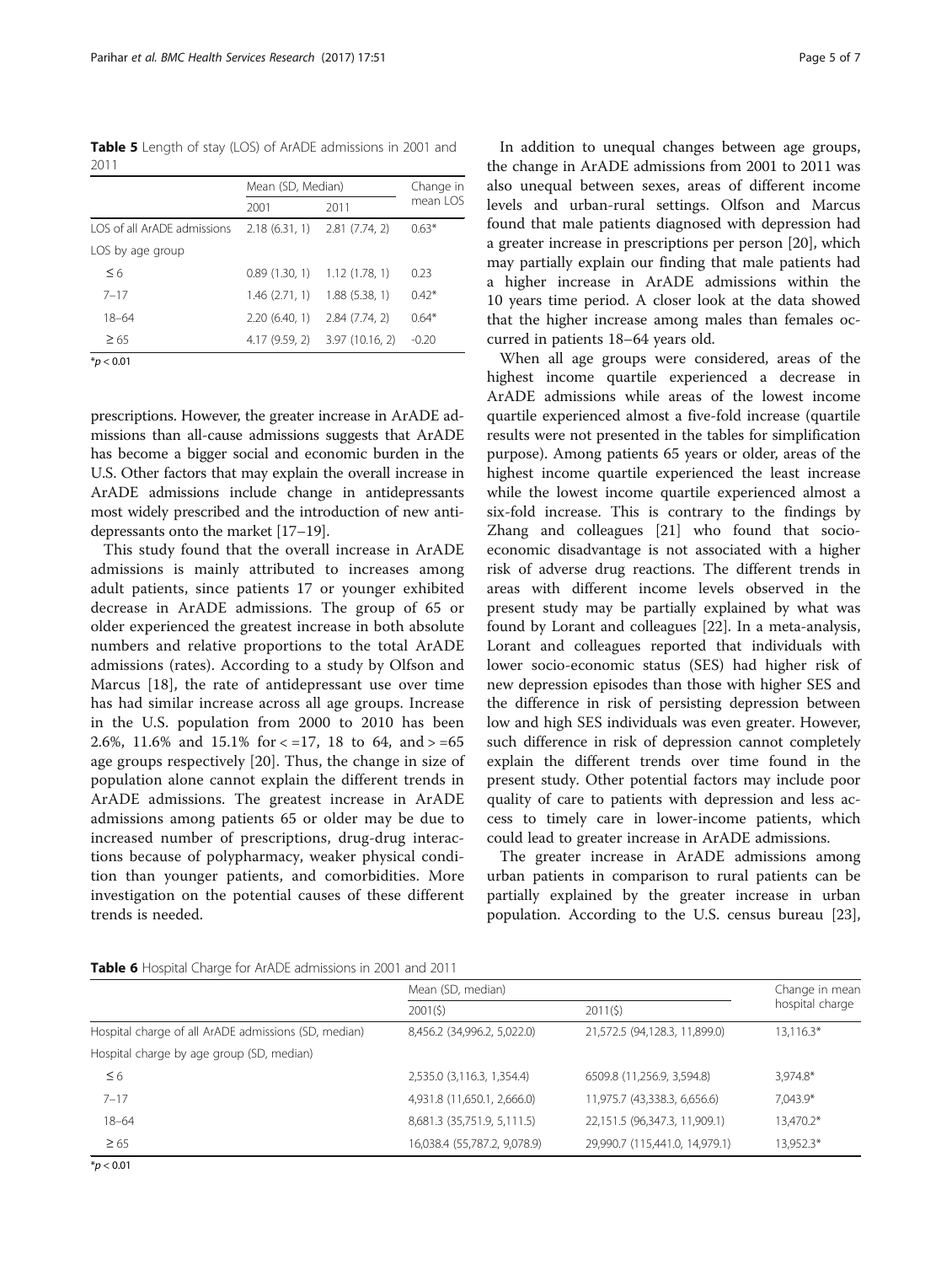**Table 5** Length of stay (LOS) of ArADE admissions in 2001 and 2011

| | Mean (SD, Median) | | Change in mean LOS |
|---|---|---|---|
| | 2001 | 2011 | |
| LOS of all ArADE admissions | 2.18 (6.31, 1) | 2.81 (7.74, 2) | 0.63* |
| LOS by age group | | | |
| ≤ 6 | 0.89 (1.30, 1) | 1.12 (1.78, 1) | 0.23 |
| 7–17 | 1.46 (2.71, 1) | 1.88 (5.38, 1) | 0.42* |
| 18–64 | 2.20 (6.40, 1) | 2.84 (7.74, 2) | 0.64* |
| ≥ 65 | 4.17 (9.59, 2) | 3.97 (10.16, 2) | -0.20 |

*$p < 0.01$

prescriptions. However, the greater increase in ArADE admissions than all-cause admissions suggests that ArADE has become a bigger social and economic burden in the U.S. Other factors that may explain the overall increase in ArADE admissions include change in antidepressants most widely prescribed and the introduction of new antidepressants onto the market [17–19].

This study found that the overall increase in ArADE admissions is mainly attributed to increases among adult patients, since patients 17 or younger exhibited decrease in ArADE admissions. The group of 65 or older experienced the greatest increase in both absolute numbers and relative proportions to the total ArADE admissions (rates). According to a study by Olfson and Marcus [18], the rate of antidepressant use over time has had similar increase across all age groups. Increase in the U.S. population from 2000 to 2010 has been 2.6%, 11.6% and 15.1% for < =17, 18 to 64, and > =65 age groups respectively [20]. Thus, the change in size of population alone cannot explain the different trends in ArADE admissions. The greatest increase in ArADE admissions among patients 65 or older may be due to increased number of prescriptions, drug-drug interactions because of polypharmacy, weaker physical condition than younger patients, and comorbidities. More investigation on the potential causes of these different trends is needed.

In addition to unequal changes between age groups, the change in ArADE admissions from 2001 to 2011 was also unequal between sexes, areas of different income levels and urban-rural settings. Olfson and Marcus found that male patients diagnosed with depression had a greater increase in prescriptions per person [20], which may partially explain our finding that male patients had a higher increase in ArADE admissions within the 10 years time period. A closer look at the data showed that the higher increase among males than females occurred in patients 18–64 years old.

When all age groups were considered, areas of the highest income quartile experienced a decrease in ArADE admissions while areas of the lowest income quartile experienced almost a five-fold increase (quartile results were not presented in the tables for simplification purpose). Among patients 65 years or older, areas of the highest income quartile experienced the least increase while the lowest income quartile experienced almost a six-fold increase. This is contrary to the findings by Zhang and colleagues [21] who found that socio-economic disadvantage is not associated with a higher risk of adverse drug reactions. The different trends in areas with different income levels observed in the present study may be partially explained by what was found by Lorant and colleagues [22]. In a meta-analysis, Lorant and colleagues reported that individuals with lower socio-economic status (SES) had higher risk of new depression episodes than those with higher SES and the difference in risk of persisting depression between low and high SES individuals was even greater. However, such difference in risk of depression cannot completely explain the different trends over time found in the present study. Other potential factors may include poor quality of care to patients with depression and less access to timely care in lower-income patients, which could lead to greater increase in ArADE admissions.

The greater increase in ArADE admissions among urban patients in comparison to rural patients can be partially explained by the greater increase in urban population. According to the U.S. census bureau [23],

**Table 6** Hospital Charge for ArADE admissions in 2001 and 2011

| | Mean (SD, median) | | Change in mean hospital charge |
|---|---|---|---|
| | 2001($) | 2011($) | |
| Hospital charge of all ArADE admissions (SD, median) | 8,456.2 (34,996.2, 5,022.0) | 21,572.5 (94,128.3, 11,899.0) | 13,116.3* |
| Hospital charge by age group (SD, median) | | | |
| ≤ 6 | 2,535.0 (3,116.3, 1,354.4) | 6509.8 (11,256.9, 3,594.8) | 3,974.8* |
| 7–17 | 4,931.8 (11,650.1, 2,666.0) | 11,975.7 (43,338.3, 6,656.6) | 7,043.9* |
| 18–64 | 8,681.3 (35,751.9, 5,111.5) | 22,151.5 (96,347.3, 11,909.1) | 13,470.2* |
| ≥ 65 | 16,038.4 (55,787.2, 9,078.9) | 29,990.7 (115,441.0, 14,979.1) | 13,952.3* |

*$p < 0.01$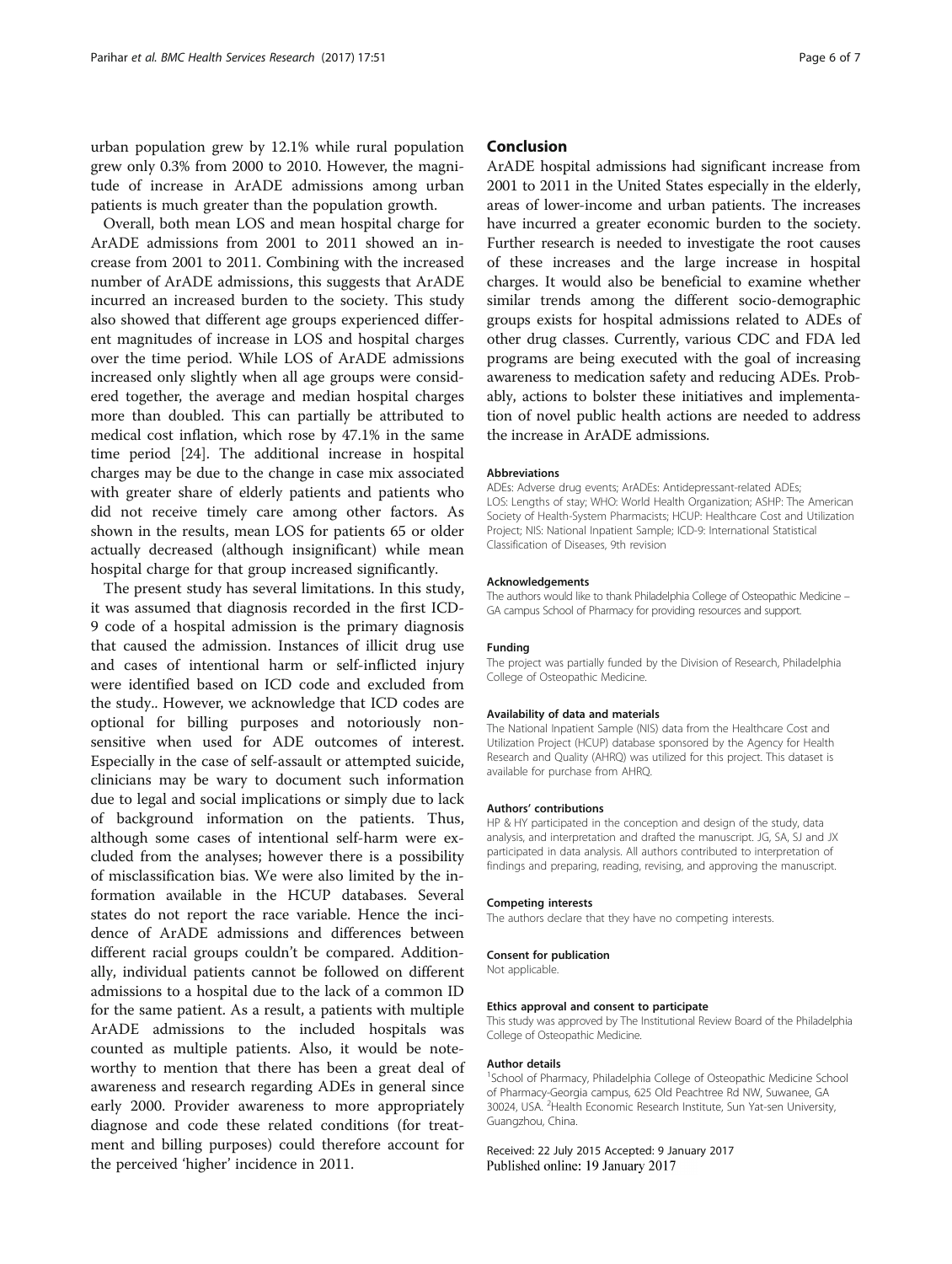urban population grew by 12.1% while rural population grew only 0.3% from 2000 to 2010. However, the magnitude of increase in ArADE admissions among urban patients is much greater than the population growth.

Overall, both mean LOS and mean hospital charge for ArADE admissions from 2001 to 2011 showed an increase from 2001 to 2011. Combining with the increased number of ArADE admissions, this suggests that ArADE incurred an increased burden to the society. This study also showed that different age groups experienced different magnitudes of increase in LOS and hospital charges over the time period. While LOS of ArADE admissions increased only slightly when all age groups were considered together, the average and median hospital charges more than doubled. This can partially be attributed to medical cost inflation, which rose by 47.1% in the same time period [24]. The additional increase in hospital charges may be due to the change in case mix associated with greater share of elderly patients and patients who did not receive timely care among other factors. As shown in the results, mean LOS for patients 65 or older actually decreased (although insignificant) while mean hospital charge for that group increased significantly.

The present study has several limitations. In this study, it was assumed that diagnosis recorded in the first ICD-9 code of a hospital admission is the primary diagnosis that caused the admission. Instances of illicit drug use and cases of intentional harm or self-inflicted injury were identified based on ICD code and excluded from the study.. However, we acknowledge that ICD codes are optional for billing purposes and notoriously non-sensitive when used for ADE outcomes of interest. Especially in the case of self-assault or attempted suicide, clinicians may be wary to document such information due to legal and social implications or simply due to lack of background information on the patients. Thus, although some cases of intentional self-harm were excluded from the analyses; however there is a possibility of misclassification bias. We were also limited by the information available in the HCUP databases. Several states do not report the race variable. Hence the incidence of ArADE admissions and differences between different racial groups couldn't be compared. Additionally, individual patients cannot be followed on different admissions to a hospital due to the lack of a common ID for the same patient. As a result, a patients with multiple ArADE admissions to the included hospitals was counted as multiple patients. Also, it would be noteworthy to mention that there has been a great deal of awareness and research regarding ADEs in general since early 2000. Provider awareness to more appropriately diagnose and code these related conditions (for treatment and billing purposes) could therefore account for the perceived 'higher' incidence in 2011.

## Conclusion

ArADE hospital admissions had significant increase from 2001 to 2011 in the United States especially in the elderly, areas of lower-income and urban patients. The increases have incurred a greater economic burden to the society. Further research is needed to investigate the root causes of these increases and the large increase in hospital charges. It would also be beneficial to examine whether similar trends among the different socio-demographic groups exists for hospital admissions related to ADEs of other drug classes. Currently, various CDC and FDA led programs are being executed with the goal of increasing awareness to medication safety and reducing ADEs. Probably, actions to bolster these initiatives and implementation of novel public health actions are needed to address the increase in ArADE admissions.

#### Abbreviations

ADEs: Adverse drug events; ArADEs: Antidepressant-related ADEs; LOS: Lengths of stay; WHO: World Health Organization; ASHP: The American Society of Health-System Pharmacists; HCUP: Healthcare Cost and Utilization Project; NIS: National Inpatient Sample; ICD-9: International Statistical Classification of Diseases, 9th revision

#### Acknowledgements

The authors would like to thank Philadelphia College of Osteopathic Medicine – GA campus School of Pharmacy for providing resources and support.

#### Funding

The project was partially funded by the Division of Research, Philadelphia College of Osteopathic Medicine.

#### Availability of data and materials

The National Inpatient Sample (NIS) data from the Healthcare Cost and Utilization Project (HCUP) database sponsored by the Agency for Health Research and Quality (AHRQ) was utilized for this project. This dataset is available for purchase from AHRQ.

#### Authors' contributions

HP & HY participated in the conception and design of the study, data analysis, and interpretation and drafted the manuscript. JG, SA, SJ and JX participated in data analysis. All authors contributed to interpretation of findings and preparing, reading, revising, and approving the manuscript.

#### Competing interests

The authors declare that they have no competing interests.

#### Consent for publication

Not applicable.

#### Ethics approval and consent to participate

This study was approved by The Institutional Review Board of the Philadelphia College of Osteopathic Medicine.

#### Author details

[1]School of Pharmacy, Philadelphia College of Osteopathic Medicine School of Pharmacy-Georgia campus, 625 Old Peachtree Rd NW, Suwanee, GA 30024, USA. [2]Health Economic Research Institute, Sun Yat-sen University, Guangzhou, China.

Received: 22 July 2015 Accepted: 9 January 2017
Published online: 19 January 2017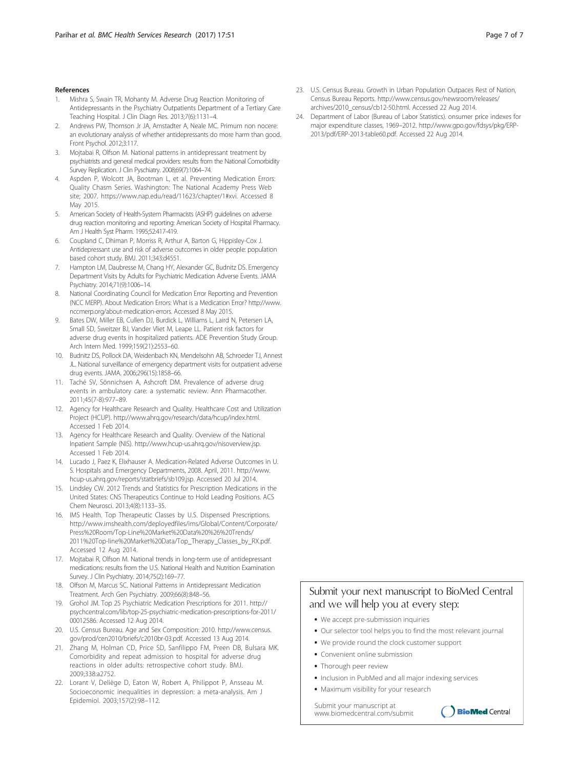## References

1. Mishra S, Swain TR, Mohanty M. Adverse Drug Reaction Monitoring of Antidepressants in the Psychiatry Outpatients Department of a Tertiary Care Teaching Hospital. J Clin Diagn Res. 2013;7(6):1131–4.
2. Andrews PW, Thomson Jr JA, Amstadter A, Neale MC. Primum non nocere: an evolutionary analysis of whether antidepressants do more harm than good. Front Psychol. 2012;3:117.
3. Mojtabai R, Olfson M. National patterns in antidepressant treatment by psychiatrists and general medical providers: results from the National Comorbidity Survey Replication. J Clin Pyschiatry. 2008;69(7):1064–74.
4. Aspden P, Wolcott JA, Bootman L, et al. Preventing Medication Errors: Quality Chasm Series. Washington: The National Academy Press Web site; 2007. https://www.nap.edu/read/11623/chapter/1#xvi. Accessed 8 May 2015.
5. American Society of Health-System Pharmacists (ASHP) guidelines on adverse drug reaction monitoring and reporting: American Society of Hospital Pharmacy. Am J Health Syst Pharm. 1995;52:417-419.
6. Coupland C, Dhiman P, Morriss R, Arthur A, Barton G, Hippisley-Cox J. Antidepressant use and risk of adverse outcomes in older people: population based cohort study. BMJ. 2011;343:d4551.
7. Hampton LM, Daubresse M, Chang HY, Alexander GC, Budnitz DS. Emergency Department Visits by Adults for Psychiatric Medication Adverse Events. JAMA Psychiatry. 2014;71(9):1006–14.
8. National Coordinating Council for Medication Error Reporting and Prevention (NCC MERP). About Medication Errors: What is a Medication Error? http://www.nccmerp.org/about-medication-errors. Accessed 8 May 2015.
9. Bates DW, Miller EB, Cullen DJ, Burdick L, Williams L, Laird N, Petersen LA, Small SD, Sweitzer BJ, Vander Vliet M, Leape LL. Patient risk factors for adverse drug events in hospitalized patients. ADE Prevention Study Group. Arch Intern Med. 1999;159(21):2553–60.
10. Budnitz DS, Pollock DA, Weidenbach KN, Mendelsohn AB, Schroeder TJ, Annest JL. National surveillance of emergency department visits for outpatient adverse drug events. JAMA. 2006;296(15):1858–66.
11. Taché SV, Sönnichsen A, Ashcroft DM. Prevalence of adverse drug events in ambulatory care: a systematic review. Ann Pharmacother. 2011;45(7-8):977–89.
12. Agency for Healthcare Research and Quality. Healthcare Cost and Utilization Project (HCUP). http://www.ahrq.gov/research/data/hcup/index.html. Accessed 1 Feb 2014.
13. Agency for Healthcare Research and Quality. Overview of the National Inpatient Sample (NIS). http://www.hcup-us.ahrq.gov/nisoverview.jsp. Accessed 1 Feb 2014.
14. Lucado J, Paez K, Elixhauser A. Medication-Related Adverse Outcomes in U. S. Hospitals and Emergency Departments, 2008. April, 2011. http://www.hcup-us.ahrq.gov/reports/statbriefs/sb109.jsp. Accessed 20 Jul 2014.
15. Lindsley CW. 2012 Trends and Statistics for Prescription Medications in the United States: CNS Therapeutics Continue to Hold Leading Positions. ACS Chem Neurosci. 2013;4(8):1133–35.
16. IMS Health. Top Therapeutic Classes by U.S. Dispensed Prescriptions. http://www.imshealth.com/deployedfiles/ims/Global/Content/Corporate/Press%20Room/Top-Line%20Market%20Data%20%26%20Trends/2011%20Top-line%20Market%20Data/Top_Therapy_Classes_by_RX.pdf. Accessed 12 Aug 2014.
17. Mojtabai R, Olfson M. National trends in long-term use of antidepressant medications: results from the U.S. National Health and Nutrition Examination Survey. J Clin Psychiatry. 2014;75(2):169–77.
18. Olfson M, Marcus SC. National Patterns in Antidepressant Medication Treatment. Arch Gen Psychiatry. 2009;66(8):848–56.
19. Grohol JM. Top 25 Psychiatric Medication Prescriptions for 2011. http://psychcentral.com/lib/top-25-psychiatric-medication-prescriptions-for-2011/00012586. Accessed 12 Aug 2014.
20. U.S. Census Bureau. Age and Sex Composition: 2010. http://www.census.gov/prod/cen2010/briefs/c2010br-03.pdf. Accessed 13 Aug 2014.
21. Zhang M, Holman CD, Price SD, Sanfilippo FM, Preen DB, Bulsara MK. Comorbidity and repeat admission to hospital for adverse drug reactions in older adults: retrospective cohort study. BMJ. 2009;338:a2752.
22. Lorant V, Deliège D, Eaton W, Robert A, Philippot P, Ansseau M. Socioeconomic inequalities in depression: a meta-analysis. Am J Epidemiol. 2003;157(2):98–112.
23. U.S. Census Bureau. Growth in Urban Population Outpaces Rest of Nation, Census Bureau Reports. http://www.census.gov/newsroom/releases/archives/2010_census/cb12-50.html. Accessed 22 Aug 2014.
24. Department of Labor (Bureau of Labor Statistics). onsumer price indexes for major expenditure classes, 1969–2012. http://www.gpo.gov/fdsys/pkg/ERP-2013/pdf/ERP-2013-table60.pdf. Accessed 22 Aug 2014.

Submit your next manuscript to BioMed Central and we will help you at every step:

- We accept pre-submission inquiries
- Our selector tool helps you to find the most relevant journal
- We provide round the clock customer support
- Convenient online submission
- Thorough peer review
- Inclusion in PubMed and all major indexing services
- Maximum visibility for your research

Submit your manuscript at www.biomedcentral.com/submit

BioMed Central